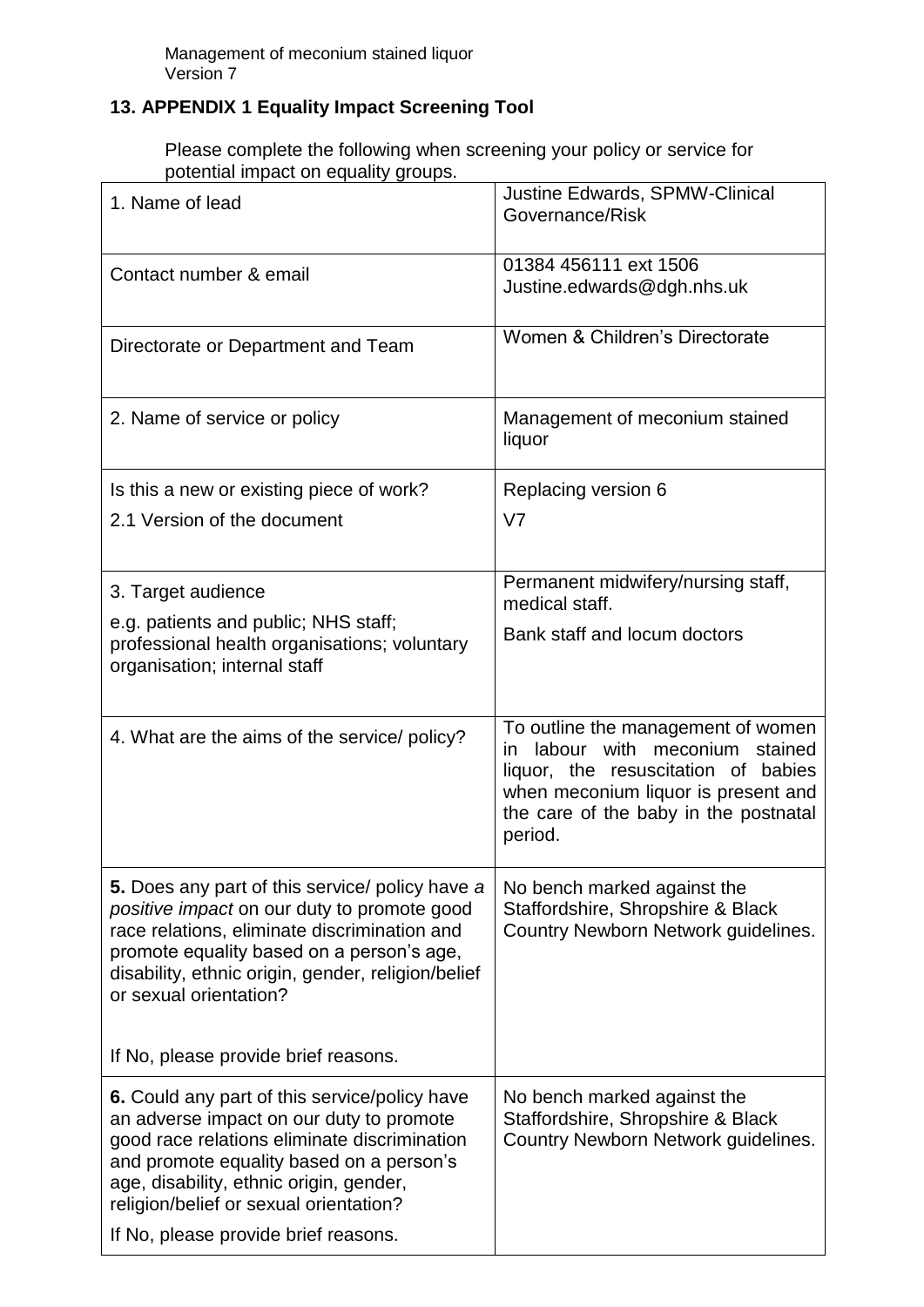## 13. APPENDIX 1 Equality Impact Screening Tool

Please complete the following when screening your policy or service for potential impact on equality groups.

| | |
|---|---|
| 1. Name of lead | Justine Edwards, SPMW-Clinical Governance/Risk |
| Contact number & email | 01384 456111 ext 1506<br>Justine.edwards@dgh.nhs.uk |
| Directorate or Department and Team | Women & Children's Directorate |
| 2. Name of service or policy | Management of meconium stained liquor |
| Is this a new or existing piece of work?<br>2.1 Version of the document | Replacing version 6<br>V7 |
| 3. Target audience<br>e.g. patients and public; NHS staff; professional health organisations; voluntary organisation; internal staff | Permanent midwifery/nursing staff, medical staff.<br>Bank staff and locum doctors |
| 4. What are the aims of the service/ policy? | To outline the management of women in labour with meconium stained liquor, the resuscitation of babies when meconium liquor is present and the care of the baby in the postnatal period. |
| **5.** Does any part of this service/ policy have *a positive impact* on our duty to promote good race relations, eliminate discrimination and promote equality based on a person's age, disability, ethnic origin, gender, religion/belief or sexual orientation?<br><br>If No, please provide brief reasons. | No bench marked against the Staffordshire, Shropshire & Black Country Newborn Network guidelines. |
| **6.** Could any part of this service/policy have an adverse impact on our duty to promote good race relations eliminate discrimination and promote equality based on a person's age, disability, ethnic origin, gender, religion/belief or sexual orientation?<br>If No, please provide brief reasons. | No bench marked against the Staffordshire, Shropshire & Black Country Newborn Network guidelines. |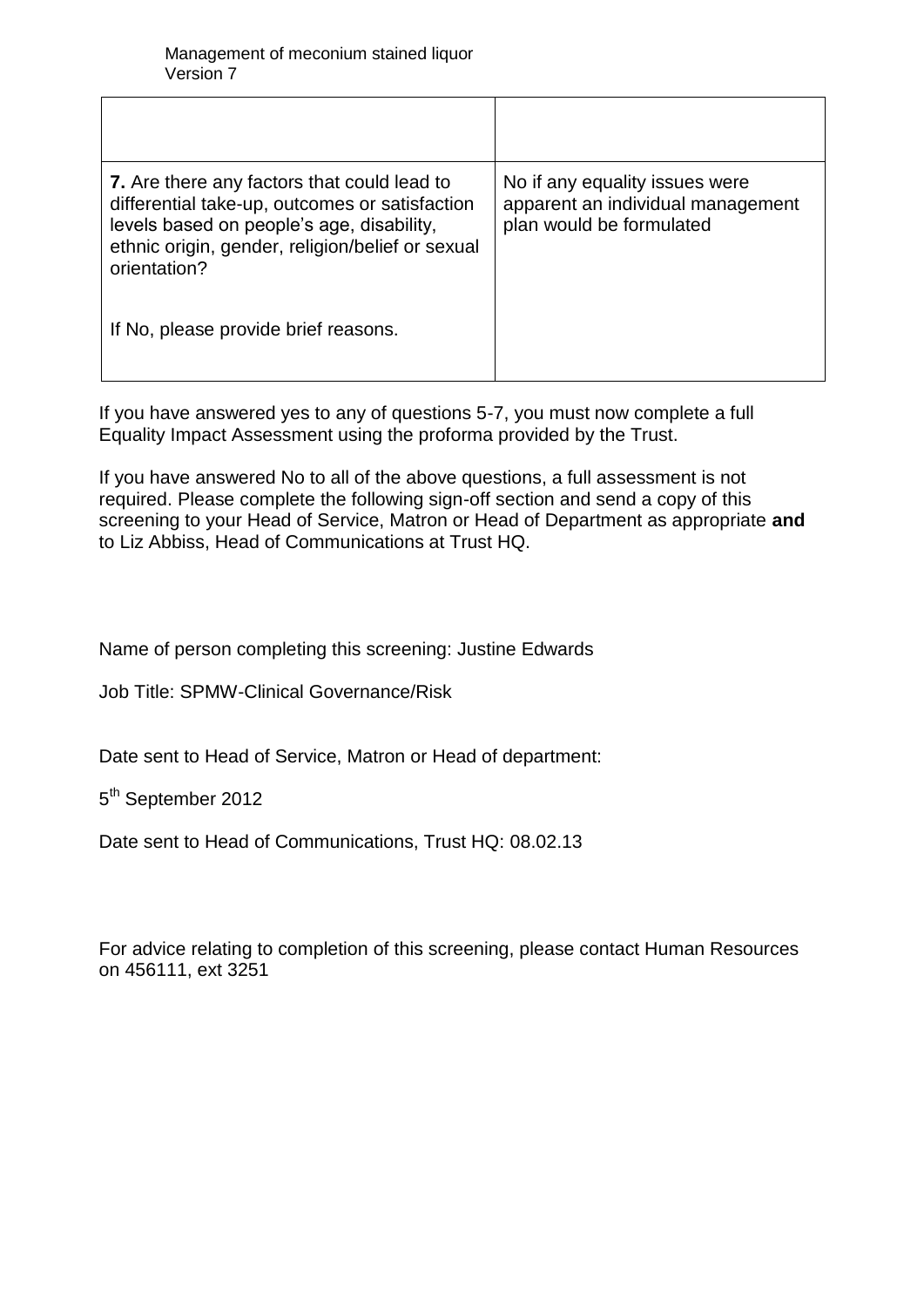| | |
|---|---|
| | |
| **7.** Are there any factors that could lead to differential take-up, outcomes or satisfaction levels based on people's age, disability, ethnic origin, gender, religion/belief or sexual orientation?<br><br>If No, please provide brief reasons. | No if any equality issues were apparent an individual management plan would be formulated |

If you have answered yes to any of questions 5-7, you must now complete a full Equality Impact Assessment using the proforma provided by the Trust.

If you have answered No to all of the above questions, a full assessment is not required. Please complete the following sign-off section and send a copy of this screening to your Head of Service, Matron or Head of Department as appropriate **and** to Liz Abbiss, Head of Communications at Trust HQ.

Name of person completing this screening: Justine Edwards

Job Title: SPMW-Clinical Governance/Risk

Date sent to Head of Service, Matron or Head of department:

5th September 2012

Date sent to Head of Communications, Trust HQ: 08.02.13

For advice relating to completion of this screening, please contact Human Resources on 456111, ext 3251